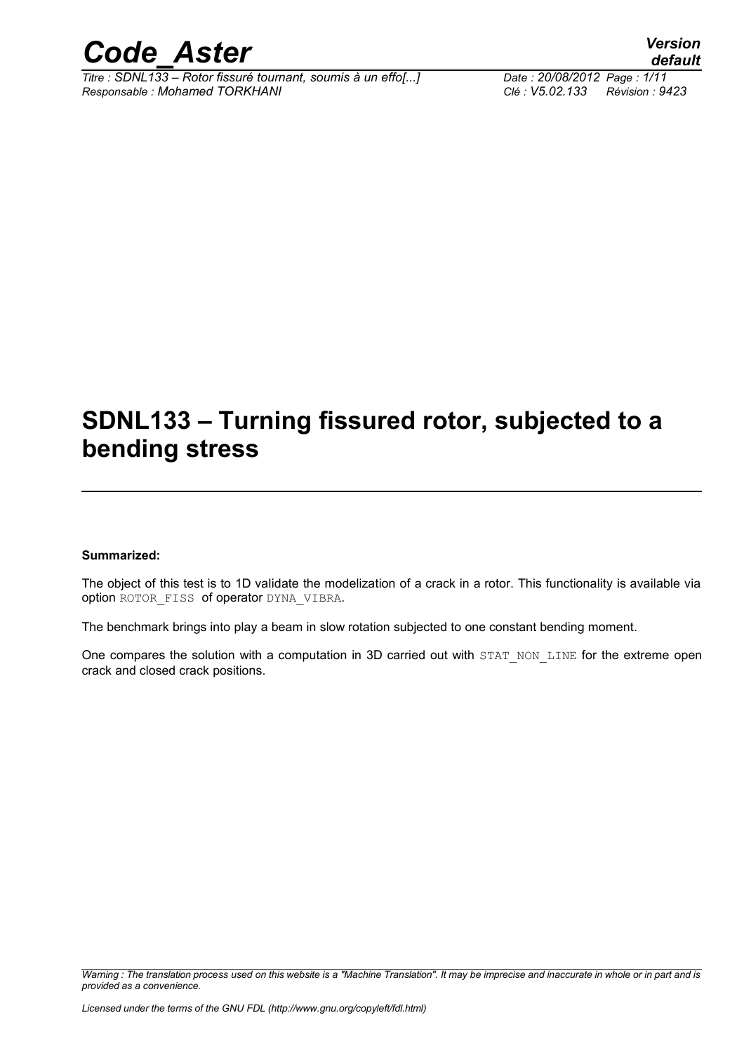# SDNL133 – Turning fissured rotor, subjected to a bending stress

**Summarized:**

The object of this test is to 1D validate the modelization of a crack in a rotor. This functionality is available via option ROTOR_FISS of operator DYNA_VIBRA.

The benchmark brings into play a beam in slow rotation subjected to one constant bending moment.

One compares the solution with a computation in 3D carried out with STAT_NON_LINE for the extreme open crack and closed crack positions.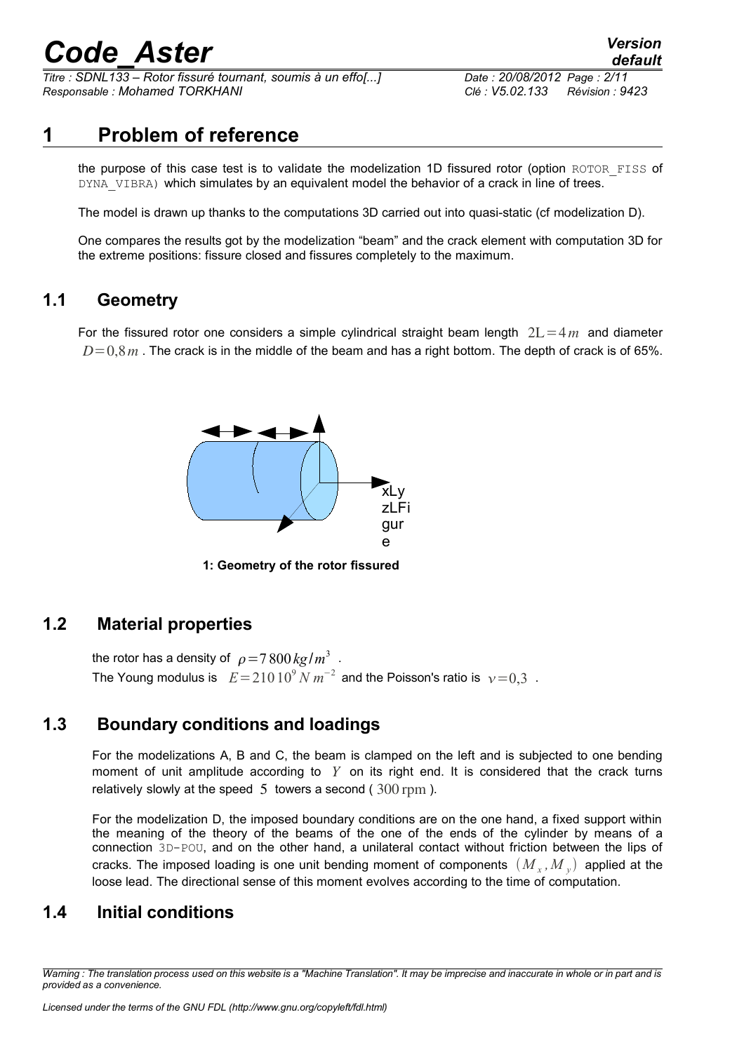# 1 Problem of reference

the purpose of this case test is to validate the modelization 1D fissured rotor (option ROTOR_FISS of DYNA_VIBRA) which simulates by an equivalent model the behavior of a crack in line of trees.

The model is drawn up thanks to the computations 3D carried out into quasi-static (cf modelization D).

One compares the results got by the modelization "beam" and the crack element with computation 3D for the extreme positions: fissure closed and fissures completely to the maximum.

## 1.1 Geometry

For the fissured rotor one considers a simple cylindrical straight beam length $2L=4\,m$ and diameter $D=0,8\,m$. The crack is in the middle of the beam and has a right bottom. The depth of crack is of 65%.

xLy zLFigure

**1: Geometry of the rotor fissured**

## 1.2 Material properties

the rotor has a density of $\rho=7\,800\,kg/m^3$.
The Young modulus is $E=210\,10^9\,N\,m^{-2}$ and the Poisson's ratio is $\nu=0,3$.

## 1.3 Boundary conditions and loadings

For the modelizations A, B and C, the beam is clamped on the left and is subjected to one bending moment of unit amplitude according to $Y$ on its right end. It is considered that the crack turns relatively slowly at the speed $5$ towers a second ( $300\,\mathrm{rpm}$ ).

For the modelization D, the imposed boundary conditions are on the one hand, a fixed support within the meaning of the theory of the beams of the one of the ends of the cylinder by means of a connection 3D-POU, and on the other hand, a unilateral contact without friction between the lips of cracks. The imposed loading is one unit bending moment of components $(M_x, M_y)$ applied at the loose lead. The directional sense of this moment evolves according to the time of computation.

## 1.4 Initial conditions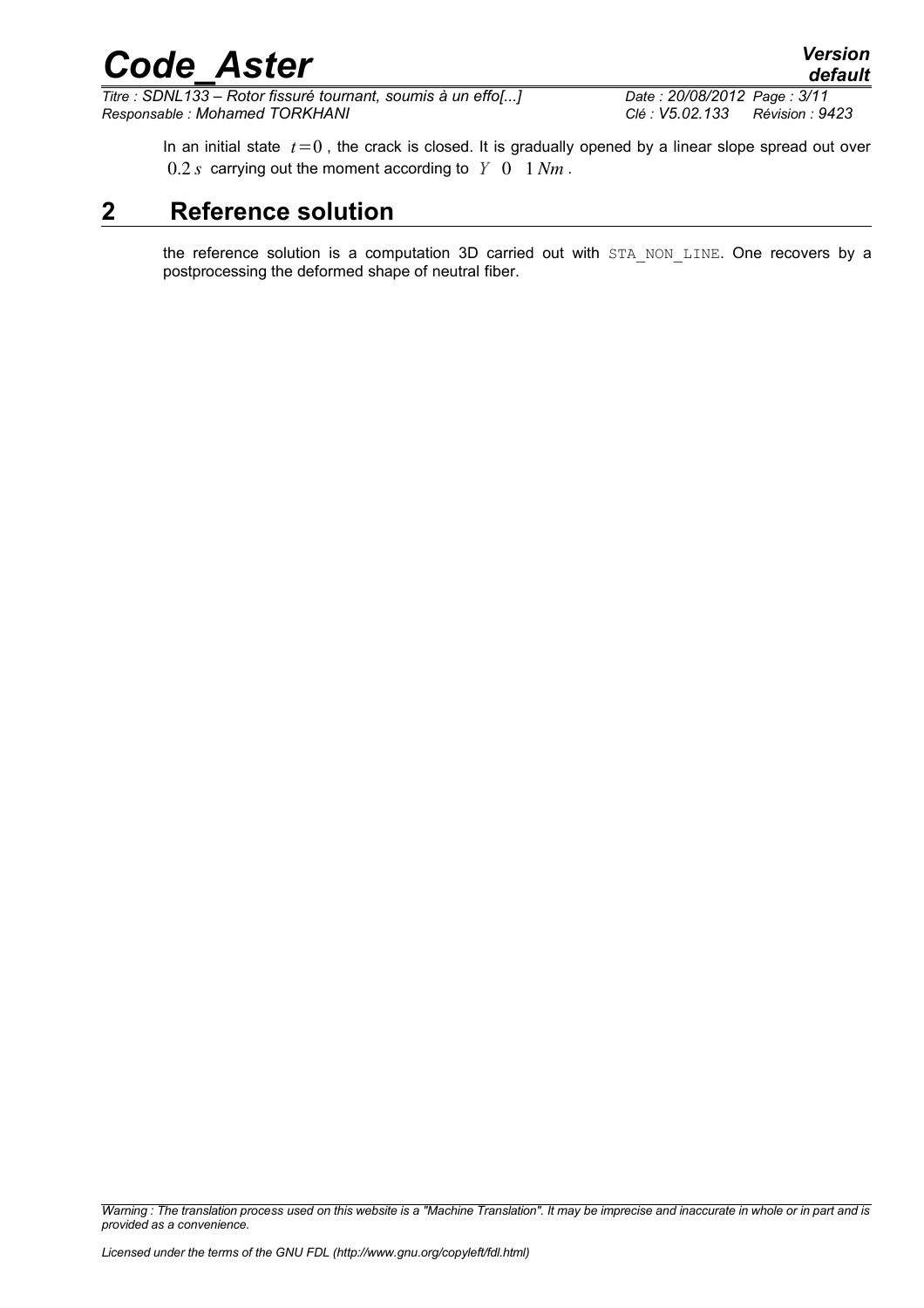In an initial state $t=0$, the crack is closed. It is gradually opened by a linear slope spread out over $0.2\,s$ carrying out the moment according to $Y$ $0$ $1\,Nm$.

## 2 Reference solution

the reference solution is a computation 3D carried out with STA_NON_LINE. One recovers by a postprocessing the deformed shape of neutral fiber.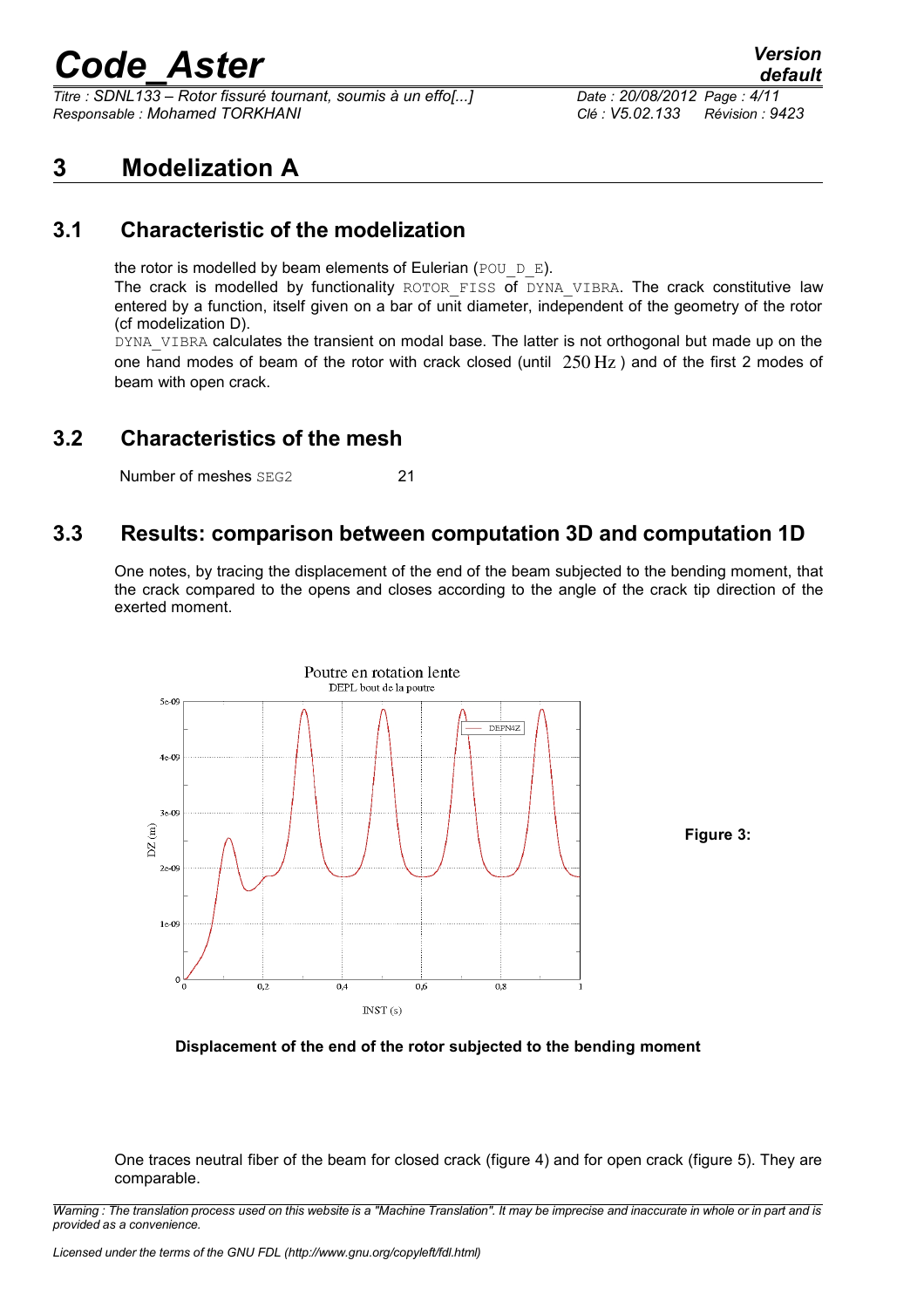# 3 Modelization A

## 3.1 Characteristic of the modelization

the rotor is modelled by beam elements of Eulerian (POU_D_E).
The crack is modelled by functionality ROTOR_FISS of DYNA_VIBRA. The crack constitutive law entered by a function, itself given on a bar of unit diameter, independent of the geometry of the rotor (cf modelization D).
DYNA_VIBRA calculates the transient on modal base. The latter is not orthogonal but made up on the one hand modes of beam of the rotor with crack closed (until $250\,\text{Hz}$) and of the first 2 modes of beam with open crack.

## 3.2 Characteristics of the mesh

Number of meshes SEG2 21

## 3.3 Results: comparison between computation 3D and computation 1D

One notes, by tracing the displacement of the end of the beam subjected to the bending moment, that the crack compared to the opens and closes according to the angle of the crack tip direction of the exerted moment.

Figure 3:

Displacement of the end of the rotor subjected to the bending moment

One traces neutral fiber of the beam for closed crack (figure 4) and for open crack (figure 5). They are comparable.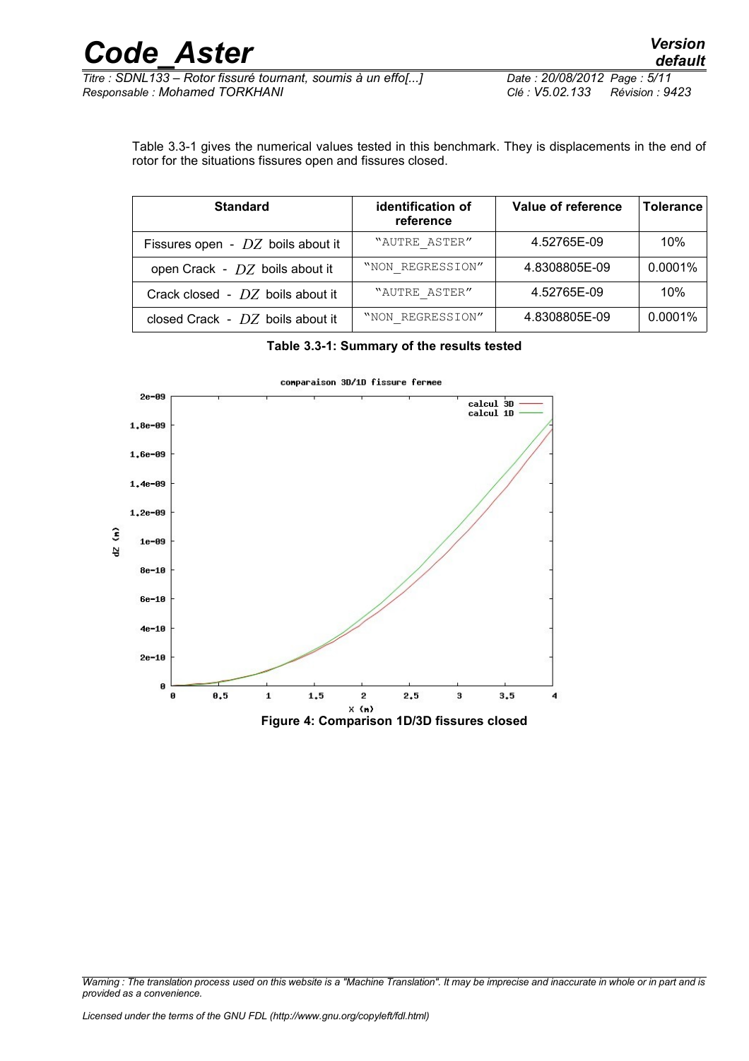Table 3.3-1 gives the numerical values tested in this benchmark. They is displacements in the end of rotor for the situations fissures open and fissures closed.

| Standard | identification of reference | Value of reference | Tolerance |
|---|---|---|---|
| Fissures open - $DZ$ boils about it | "AUTRE_ASTER" | 4.52765E-09 | 10% |
| open Crack - $DZ$ boils about it | "NON_REGRESSION" | 4.8308805E-09 | 0.0001% |
| Crack closed - $DZ$ boils about it | "AUTRE_ASTER" | 4.52765E-09 | 10% |
| closed Crack - $DZ$ boils about it | "NON_REGRESSION" | 4.8308805E-09 | 0.0001% |

**Table 3.3-1: Summary of the results tested**

**Figure 4: Comparison 1D/3D fissures closed**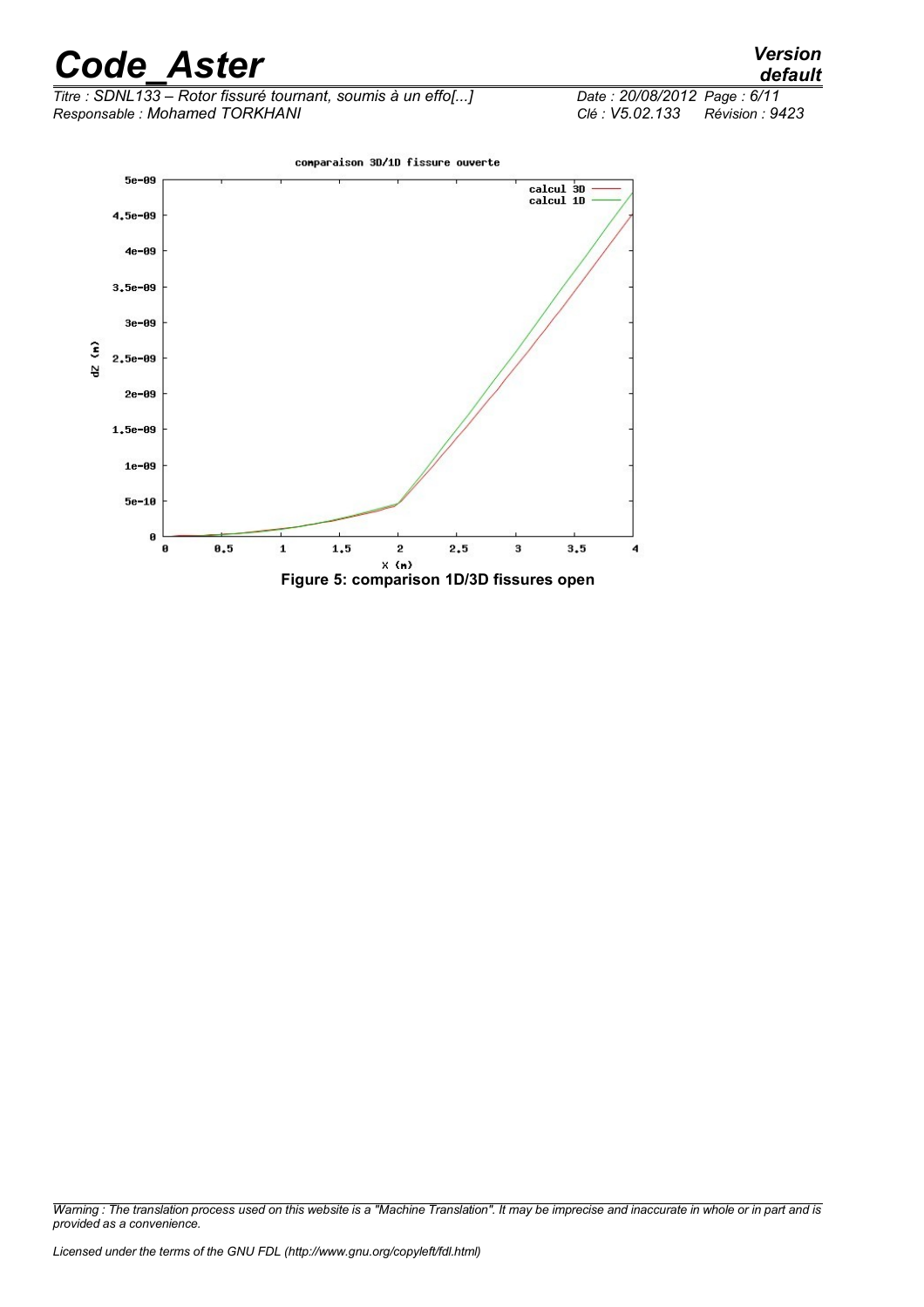comparaison 3D/1D fissure ouverte

Figure 5: comparison 1D/3D fissures open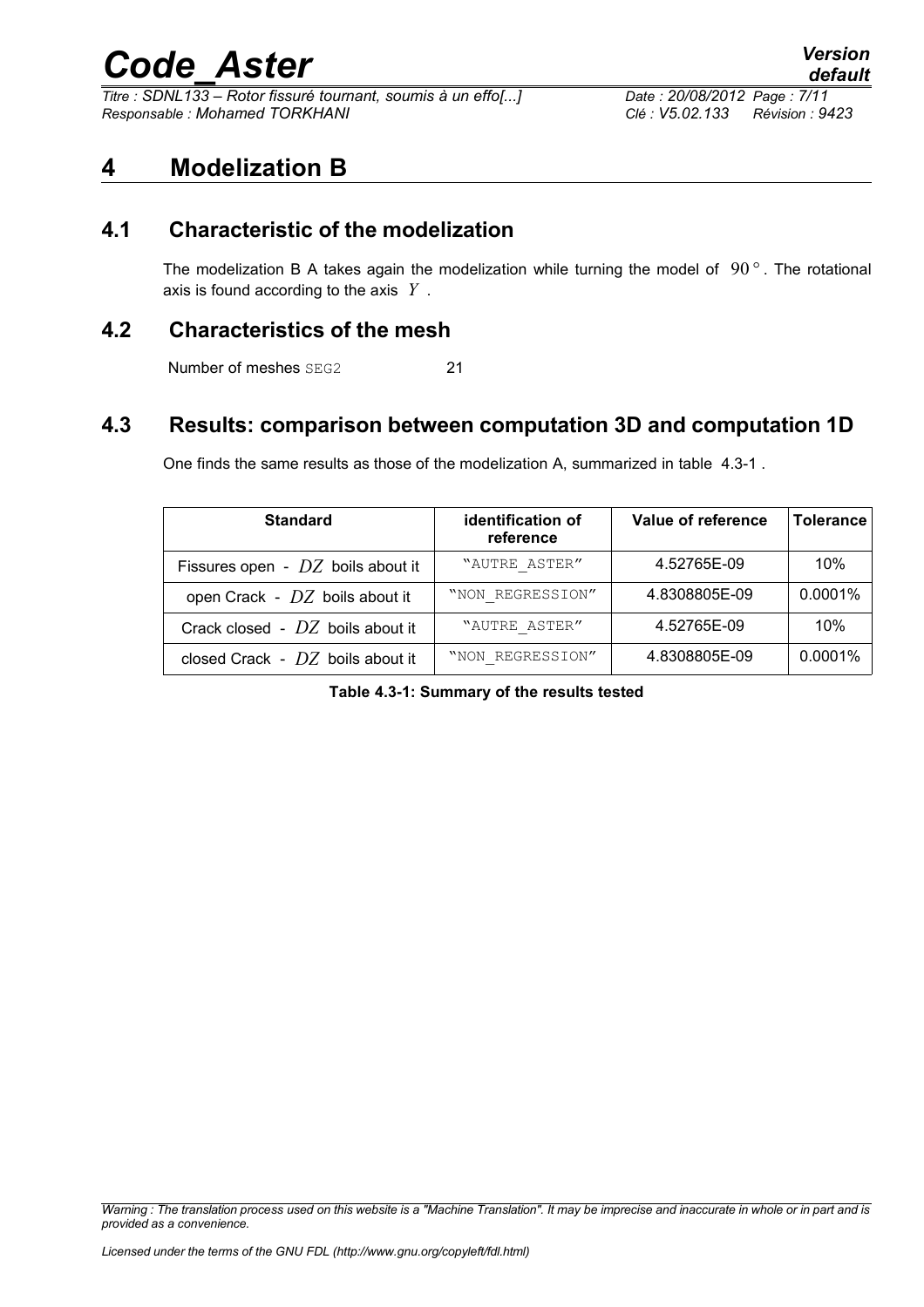# 4 Modelization B

## 4.1 Characteristic of the modelization

The modelization B A takes again the modelization while turning the model of $90°$. The rotational axis is found according to the axis $Y$.

## 4.2 Characteristics of the mesh

Number of meshes SEG2 21

## 4.3 Results: comparison between computation 3D and computation 1D

One finds the same results as those of the modelization A, summarized in table 4.3-1.

| Standard | identification of reference | Value of reference | Tolerance |
|---|---|---|---|
| Fissures open - $DZ$ boils about it | "AUTRE_ASTER" | 4.52765E-09 | 10% |
| open Crack - $DZ$ boils about it | "NON_REGRESSION" | 4.8308805E-09 | 0.0001% |
| Crack closed - $DZ$ boils about it | "AUTRE_ASTER" | 4.52765E-09 | 10% |
| closed Crack - $DZ$ boils about it | "NON_REGRESSION" | 4.8308805E-09 | 0.0001% |

**Table 4.3-1: Summary of the results tested**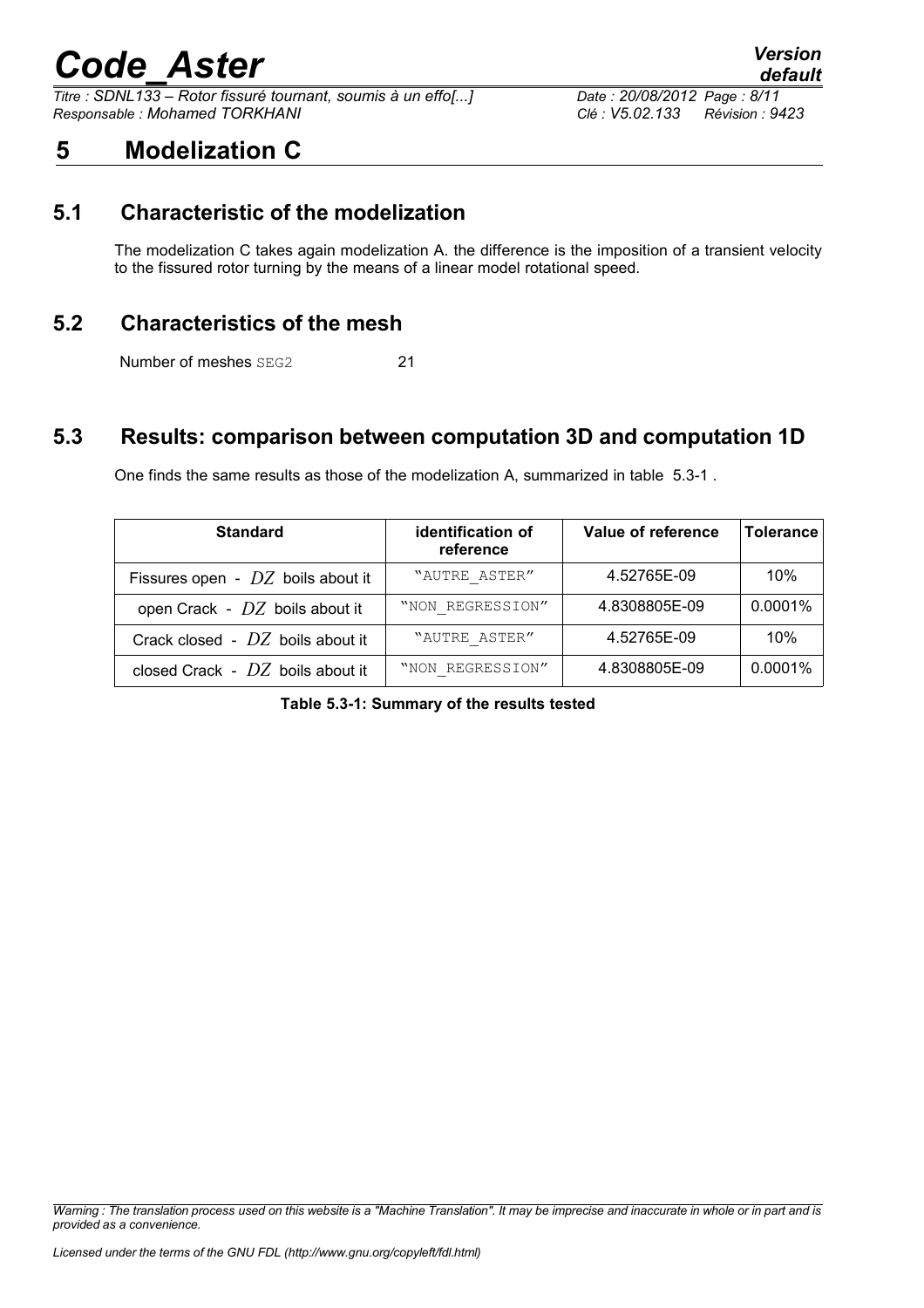# 5 Modelization C

## 5.1 Characteristic of the modelization

The modelization C takes again modelization A. the difference is the imposition of a transient velocity to the fissured rotor turning by the means of a linear model rotational speed.

## 5.2 Characteristics of the mesh

Number of meshes SEG2 21

## 5.3 Results: comparison between computation 3D and computation 1D

One finds the same results as those of the modelization A, summarized in table 5.3-1 .

| Standard | identification of reference | Value of reference | Tolerance |
|---|---|---|---|
| Fissures open - $DZ$ boils about it | "AUTRE_ASTER" | 4.52765E-09 | 10% |
| open Crack - $DZ$ boils about it | "NON_REGRESSION" | 4.8308805E-09 | 0.0001% |
| Crack closed - $DZ$ boils about it | "AUTRE_ASTER" | 4.52765E-09 | 10% |
| closed Crack - $DZ$ boils about it | "NON_REGRESSION" | 4.8308805E-09 | 0.0001% |

**Table 5.3-1: Summary of the results tested**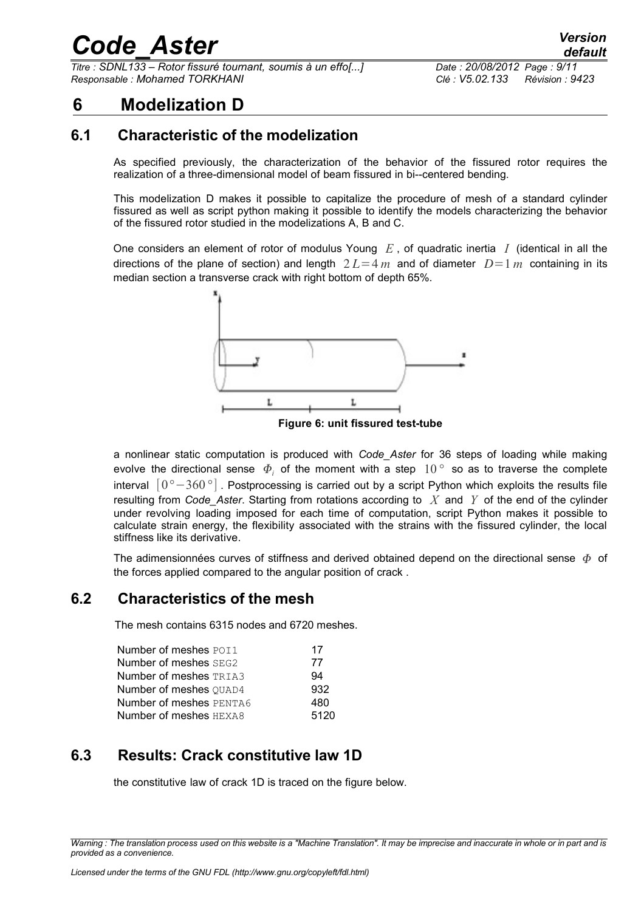# 6 Modelization D

## 6.1 Characteristic of the modelization

As specified previously, the characterization of the behavior of the fissured rotor requires the realization of a three-dimensional model of beam fissured in bi--centered bending.

This modelization D makes it possible to capitalize the procedure of mesh of a standard cylinder fissured as well as script python making it possible to identify the models characterizing the behavior of the fissured rotor studied in the modelizations A, B and C.

One considers an element of rotor of modulus Young $E$, of quadratic inertia $I$ (identical in all the directions of the plane of section) and length $2L=4\,m$ and of diameter $D=1\,m$ containing in its median section a transverse crack with right bottom of depth 65%.

**Figure 6: unit fissured test-tube**

a nonlinear static computation is produced with *Code_Aster* for 36 steps of loading while making evolve the directional sense $\Phi_i$ of the moment with a step $10°$ so as to traverse the complete interval $[0°-360°]$. Postprocessing is carried out by a script Python which exploits the results file resulting from *Code_Aster*. Starting from rotations according to $X$ and $Y$ of the end of the cylinder under revolving loading imposed for each time of computation, script Python makes it possible to calculate strain energy, the flexibility associated with the strains with the fissured cylinder, the local stiffness like its derivative.

The adimensionnées curves of stiffness and derived obtained depend on the directional sense $\Phi$ of the forces applied compared to the angular position of crack .

## 6.2 Characteristics of the mesh

The mesh contains 6315 nodes and 6720 meshes.

| | |
|---|---|
| Number of meshes POI1 | 17 |
| Number of meshes SEG2 | 77 |
| Number of meshes TRIA3 | 94 |
| Number of meshes QUAD4 | 932 |
| Number of meshes PENTA6 | 480 |
| Number of meshes HEXA8 | 5120 |

## 6.3 Results: Crack constitutive law 1D

the constitutive law of crack 1D is traced on the figure below.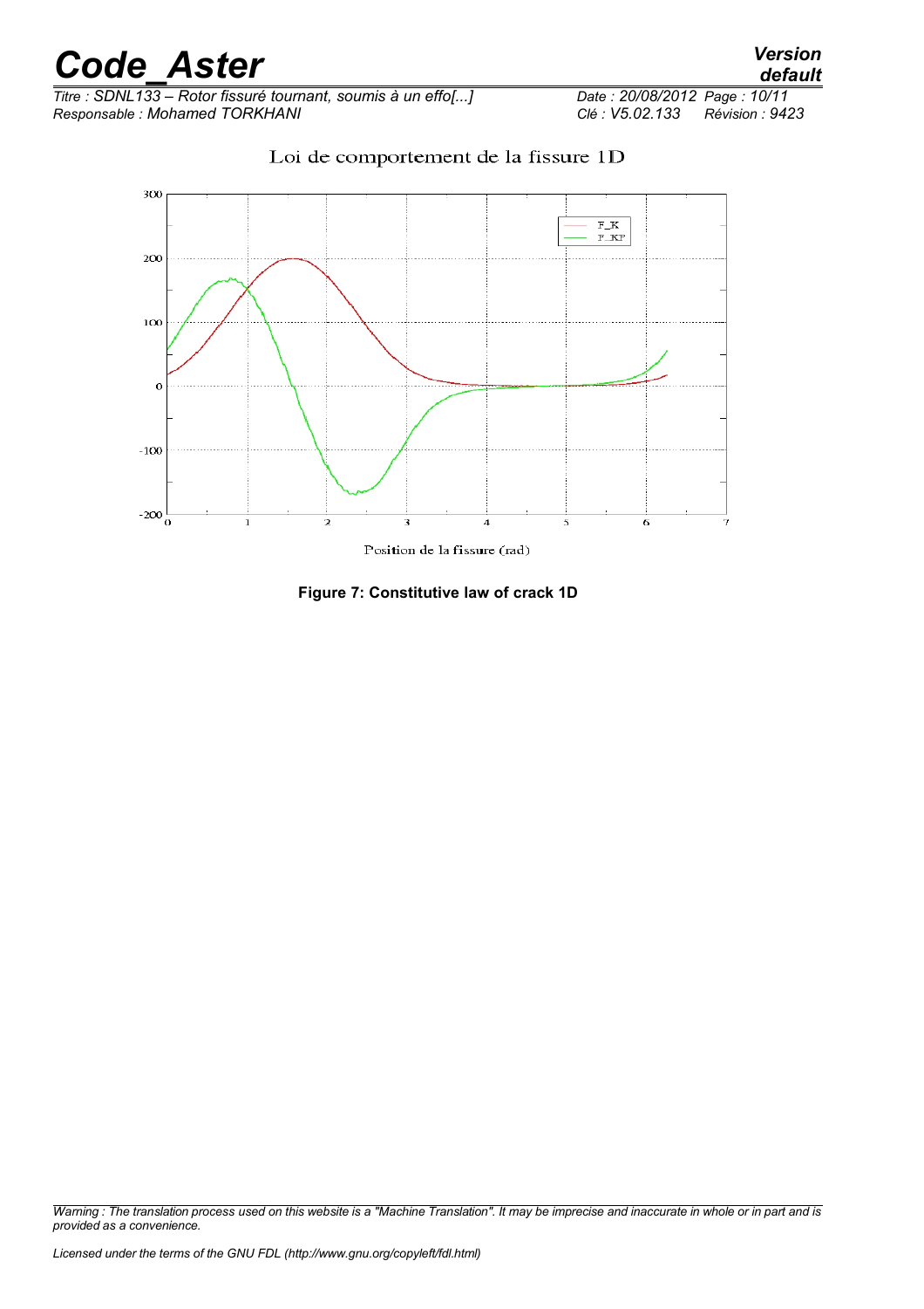Loi de comportement de la fissure 1D

Position de la fissure (rad)

**Figure 7: Constitutive law of crack 1D**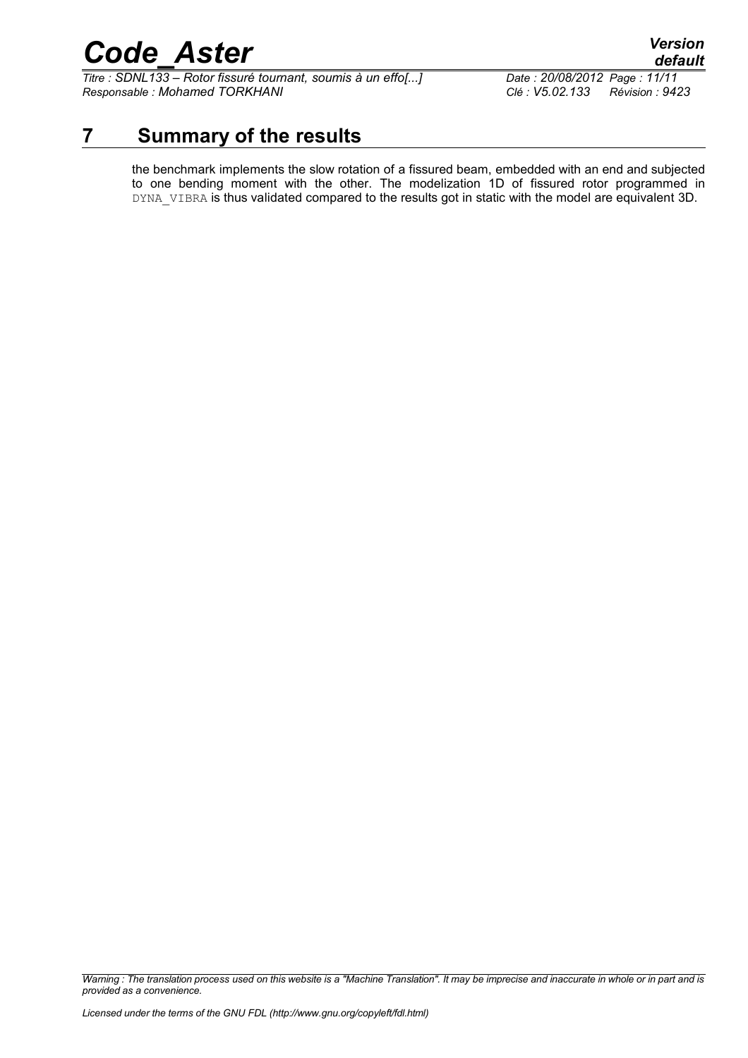# 7 Summary of the results

the benchmark implements the slow rotation of a fissured beam, embedded with an end and subjected to one bending moment with the other. The modelization 1D of fissured rotor programmed in DYNA_VIBRA is thus validated compared to the results got in static with the model are equivalent 3D.